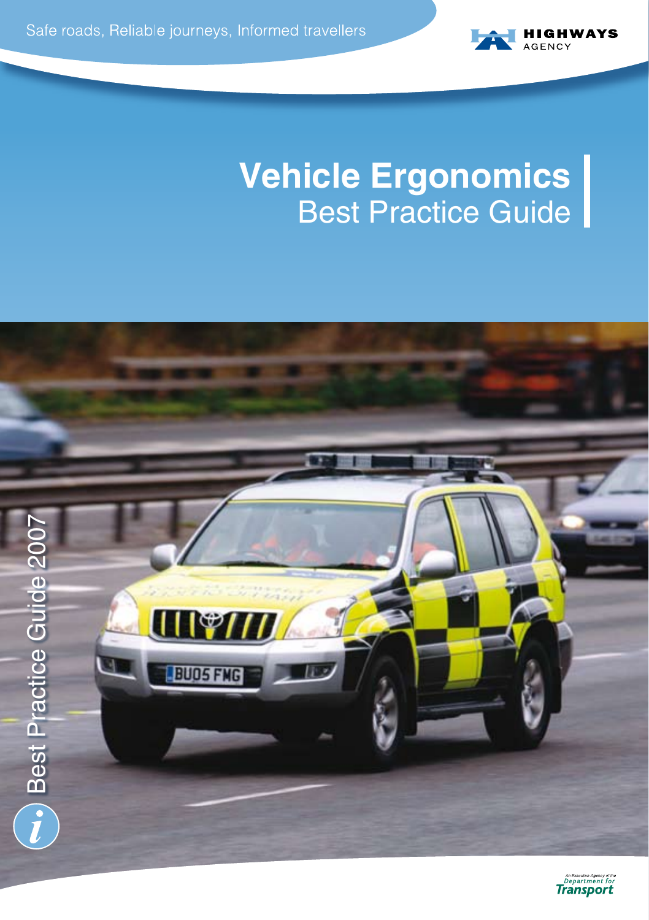Safe roads, Reliable journeys, Informed travellers

HIGHWAYS AGENCY

# Vehicle Ergonomics
## Best Practice Guide

Best Practice Guide 2007

An Executive Agency of the Department for Transport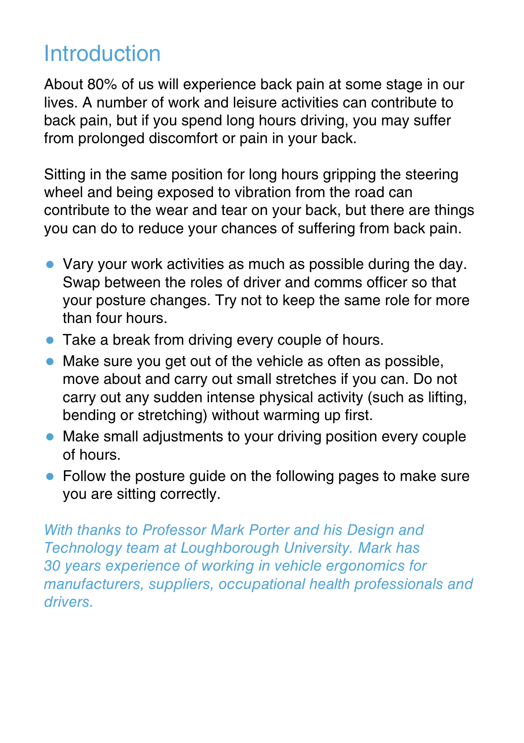# Introduction

About 80% of us will experience back pain at some stage in our lives. A number of work and leisure activities can contribute to back pain, but if you spend long hours driving, you may suffer from prolonged discomfort or pain in your back.

Sitting in the same position for long hours gripping the steering wheel and being exposed to vibration from the road can contribute to the wear and tear on your back, but there are things you can do to reduce your chances of suffering from back pain.

- Vary your work activities as much as possible during the day. Swap between the roles of driver and comms officer so that your posture changes. Try not to keep the same role for more than four hours.
- Take a break from driving every couple of hours.
- Make sure you get out of the vehicle as often as possible, move about and carry out small stretches if you can. Do not carry out any sudden intense physical activity (such as lifting, bending or stretching) without warming up first.
- Make small adjustments to your driving position every couple of hours.
- Follow the posture guide on the following pages to make sure you are sitting correctly.

*With thanks to Professor Mark Porter and his Design and Technology team at Loughborough University. Mark has 30 years experience of working in vehicle ergonomics for manufacturers, suppliers, occupational health professionals and drivers.*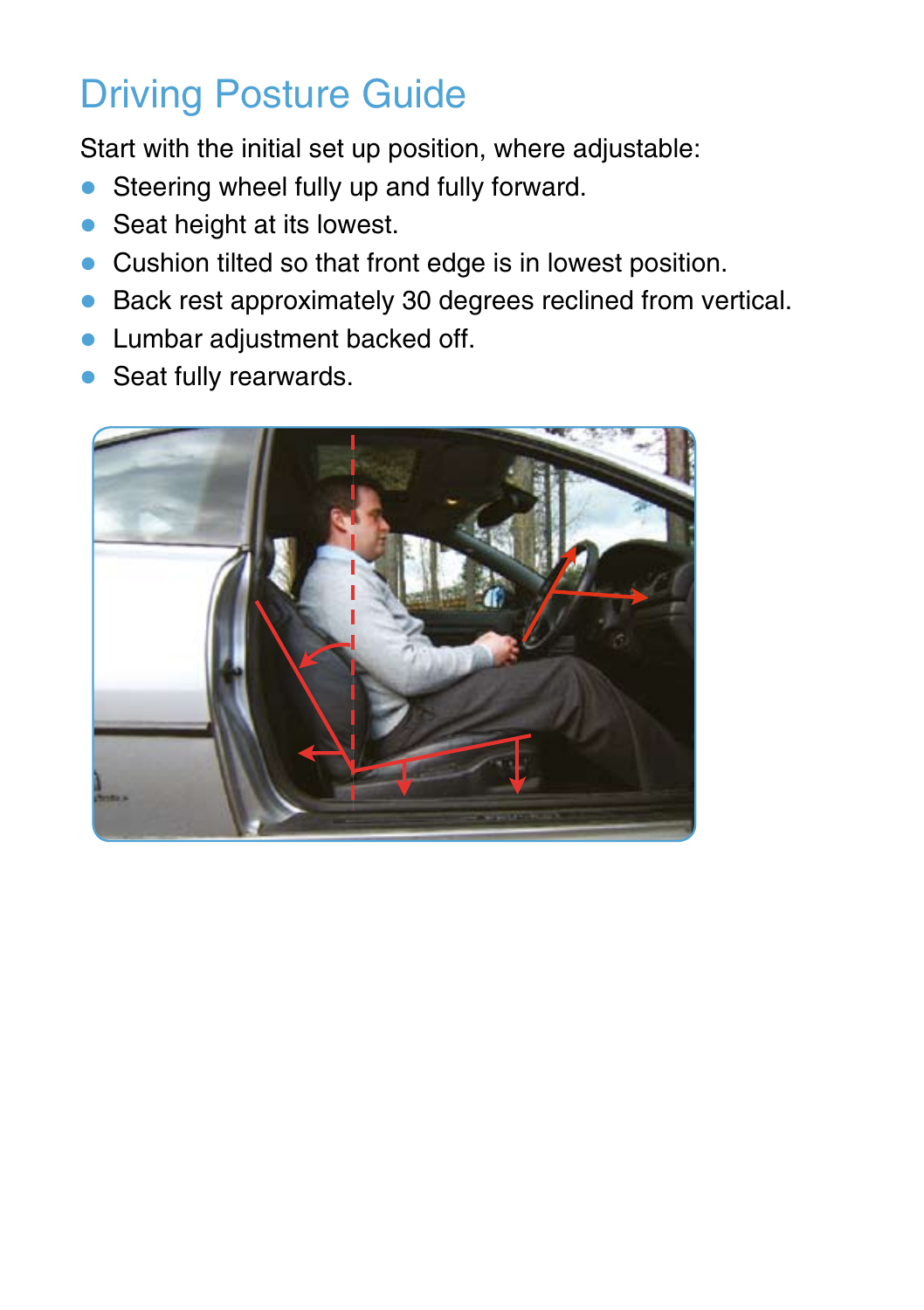# Driving Posture Guide

Start with the initial set up position, where adjustable:

- Steering wheel fully up and fully forward.
- Seat height at its lowest.
- Cushion tilted so that front edge is in lowest position.
- Back rest approximately 30 degrees reclined from vertical.
- Lumbar adjustment backed off.
- Seat fully rearwards.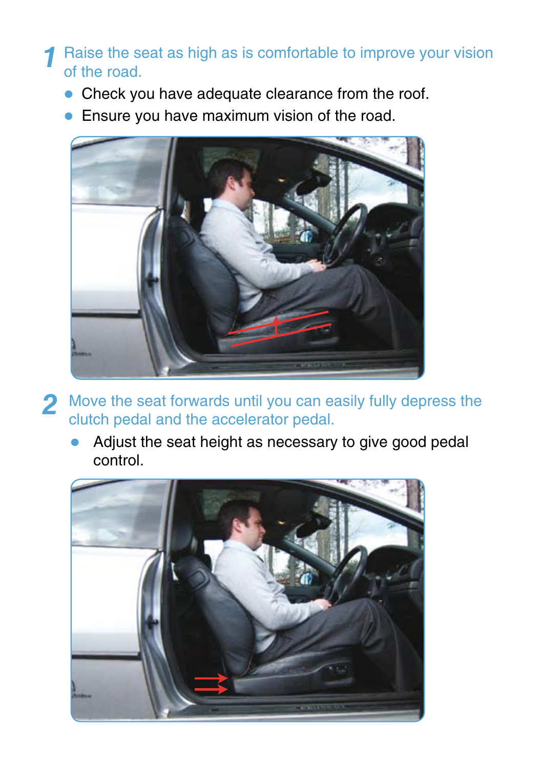1 Raise the seat as high as is comfortable to improve your vision of the road.

- Check you have adequate clearance from the roof.
- Ensure you have maximum vision of the road.

2 Move the seat forwards until you can easily fully depress the clutch pedal and the accelerator pedal.

- Adjust the seat height as necessary to give good pedal control.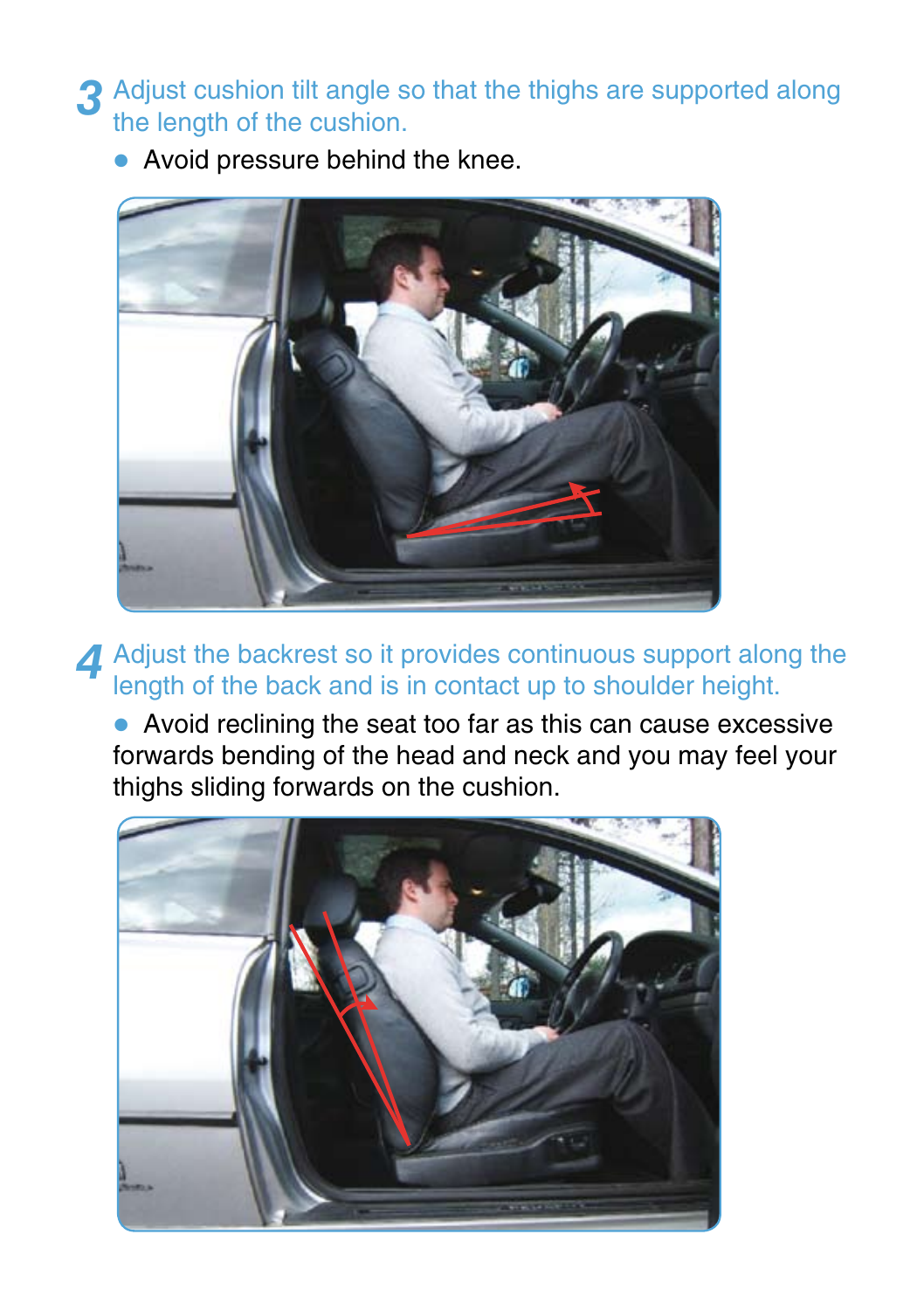**3** Adjust cushion tilt angle so that the thighs are supported along the length of the cushion.

- Avoid pressure behind the knee.

**4** Adjust the backrest so it provides continuous support along the length of the back and is in contact up to shoulder height.

- Avoid reclining the seat too far as this can cause excessive forwards bending of the head and neck and you may feel your thighs sliding forwards on the cushion.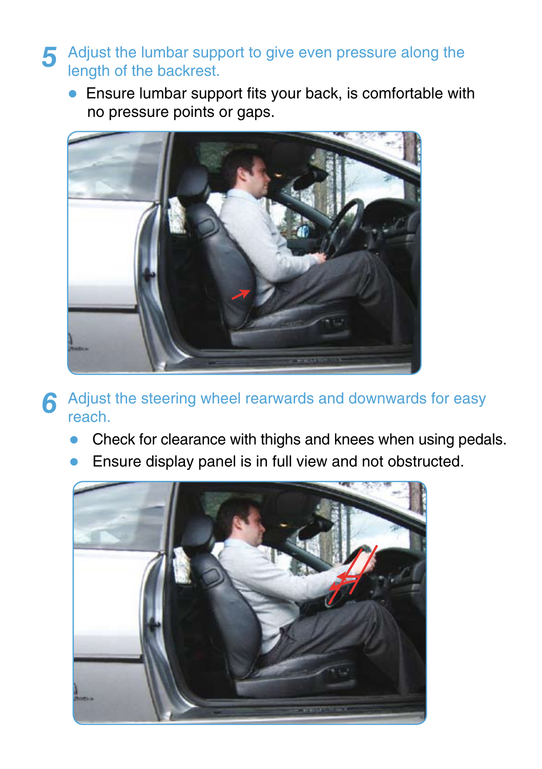5 Adjust the lumbar support to give even pressure along the length of the backrest.

- Ensure lumbar support fits your back, is comfortable with no pressure points or gaps.

6 Adjust the steering wheel rearwards and downwards for easy reach.

- Check for clearance with thighs and knees when using pedals.
- Ensure display panel is in full view and not obstructed.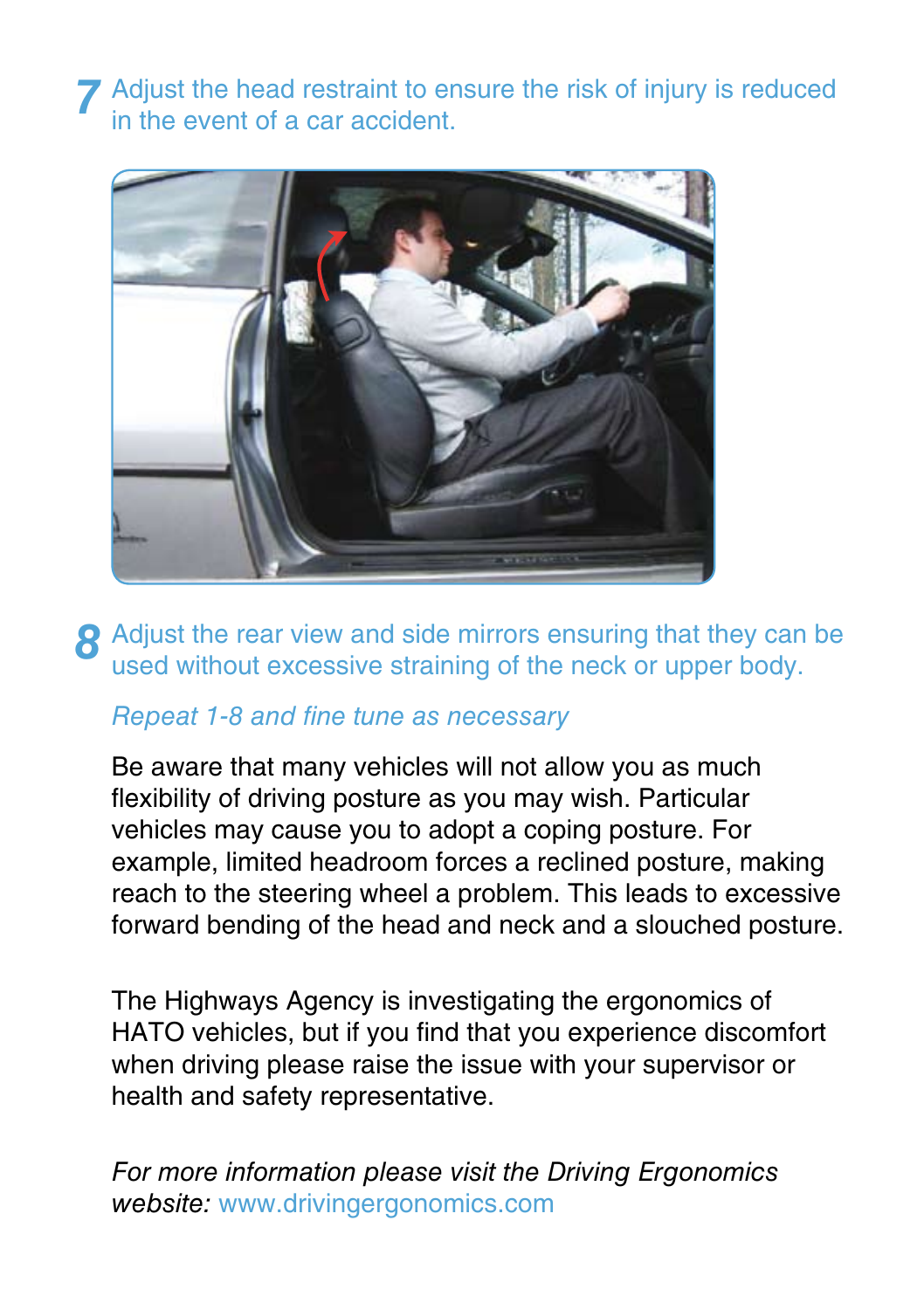**7** Adjust the head restraint to ensure the risk of injury is reduced in the event of a car accident.

**8** Adjust the rear view and side mirrors ensuring that they can be used without excessive straining of the neck or upper body.

*Repeat 1-8 and fine tune as necessary*

Be aware that many vehicles will not allow you as much flexibility of driving posture as you may wish. Particular vehicles may cause you to adopt a coping posture. For example, limited headroom forces a reclined posture, making reach to the steering wheel a problem. This leads to excessive forward bending of the head and neck and a slouched posture.

The Highways Agency is investigating the ergonomics of HATO vehicles, but if you find that you experience discomfort when driving please raise the issue with your supervisor or health and safety representative.

*For more information please visit the Driving Ergonomics website:* www.drivingergonomics.com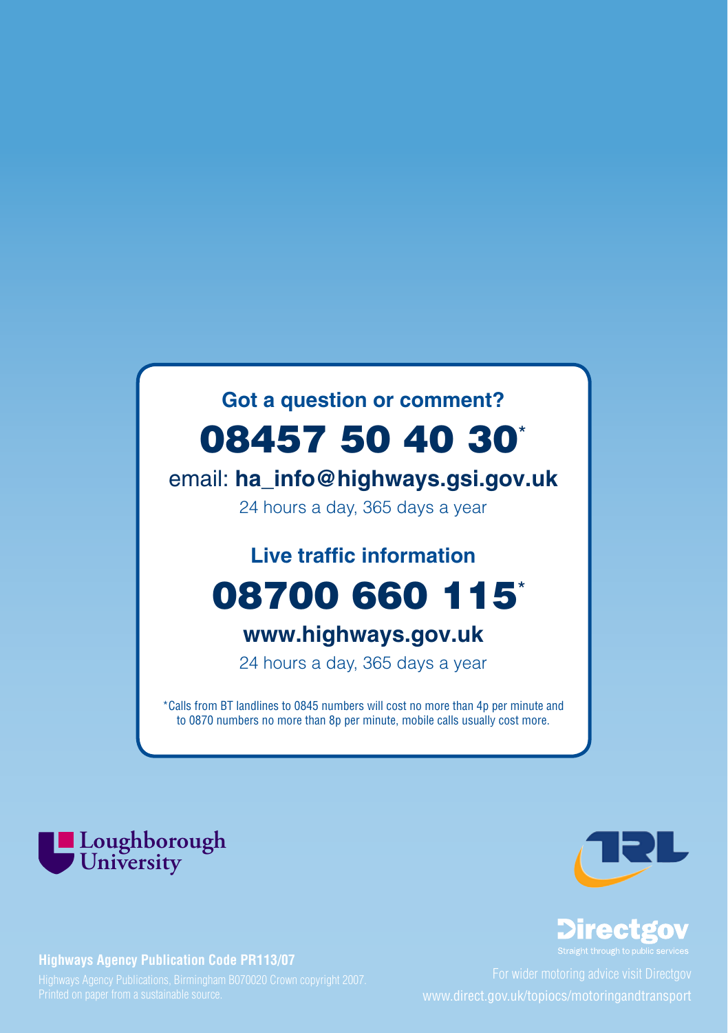## Got a question or comment?

# 08457 50 40 30*

email: **ha_info@highways.gsi.gov.uk**

24 hours a day, 365 days a year

## Live traffic information

# 08700 660 115*

**www.highways.gov.uk**

24 hours a day, 365 days a year

*Calls from BT landlines to 0845 numbers will cost no more than 4p per minute and to 0870 numbers no more than 8p per minute, mobile calls usually cost more.

Loughborough University

TRL

Directgov
Straight through to public services

**Highways Agency Publication Code PR113/07**

Highways Agency Publications, Birmingham B070020 Crown copyright 2007.
Printed on paper from a sustainable source.

For wider motoring advice visit Directgov
www.direct.gov.uk/topiocs/motoringandtransport